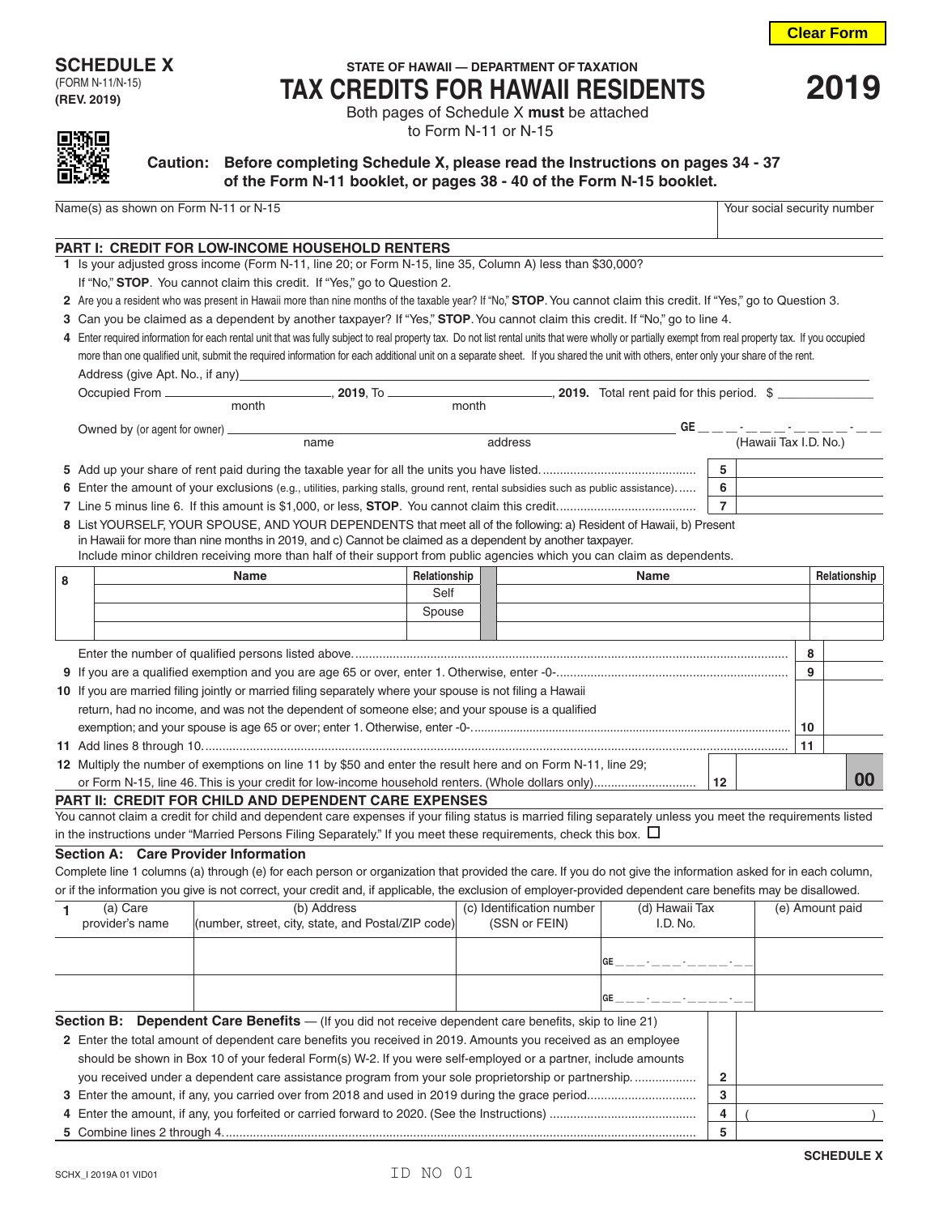**SCHEDULE X**
(FORM N-11/N-15)
**(REV. 2019)**

STATE OF HAWAII — DEPARTMENT OF TAXATION

# TAX CREDITS FOR HAWAII RESIDENTS

# 2019

Both pages of Schedule X **must** be attached to Form N-11 or N-15

**Caution: Before completing Schedule X, please read the Instructions on pages 34 - 37 of the Form N-11 booklet, or pages 38 - 40 of the Form N-15 booklet.**

Name(s) as shown on Form N-11 or N-15 | Your social security number

## PART I: CREDIT FOR LOW-INCOME HOUSEHOLD RENTERS

**1** Is your adjusted gross income (Form N-11, line 20; or Form N-15, line 35, Column A) less than $30,000? If "No," **STOP**. You cannot claim this credit. If "Yes," go to Question 2.

**2** Are you a resident who was present in Hawaii more than nine months of the taxable year? If "No," **STOP**. You cannot claim this credit. If "Yes," go to Question 3.

**3** Can you be claimed as a dependent by another taxpayer? If "Yes," **STOP**. You cannot claim this credit. If "No," go to line 4.

**4** Enter required information for each rental unit that was fully subject to real property tax. Do not list rental units that were wholly or partially exempt from real property tax. If you occupied more than one qualified unit, submit the required information for each additional unit on a separate sheet. If you shared the unit with others, enter only your share of the rent.

Address (give Apt. No., if any) ______________________

Occupied From ______________ (month), **2019**, To ______________ (month), **2019.** Total rent paid for this period. $ ______________

Owned by (or agent for owner) ______________ (name) ______________ (address) GE \_\_ \_\_ \_\_ - \_\_ \_\_ \_\_ - \_\_ \_\_ \_\_ \_\_ - \_\_ \_\_ (Hawaii Tax I.D. No.)

**5** Add up your share of rent paid during the taxable year for all the units you have listed ............ **5** ______

**6** Enter the amount of your exclusions (e.g., utilities, parking stalls, ground rent, rental subsidies such as public assistance) ...... **6** ______

**7** Line 5 minus line 6. If this amount is $1,000, or less, **STOP**. You cannot claim this credit ........ **7** ______

**8** List YOURSELF, YOUR SPOUSE, AND YOUR DEPENDENTS that meet all of the following: a) Resident of Hawaii, b) Present in Hawaii for more than nine months in 2019, and c) Cannot be claimed as a dependent by another taxpayer. Include minor children receiving more than half of their support from public agencies which you can claim as dependents.

| 8 Name | Relationship | Name | Relationship |
|---|---|---|---|
| | Self | | |
| | Spouse | | |
| | | | |

Enter the number of qualified persons listed above ............ **8** ______

**9** If you are a qualified exemption and you are age 65 or over, enter 1. Otherwise, enter -0- ............ **9** ______

**10** If you are married filing jointly or married filing separately where your spouse is not filing a Hawaii return, had no income, and was not the dependent of someone else; and your spouse is a qualified exemption; and your spouse is age 65 or over; enter 1. Otherwise, enter -0- ............ **10** ______

**11** Add lines 8 through 10 ............ **11** ______

**12** Multiply the number of exemptions on line 11 by $50 and enter the result here and on Form N-11, line 29; or Form N-15, line 46. This is your credit for low-income household renters. (Whole dollars only) ............ **12** ______ **00**

## PART II: CREDIT FOR CHILD AND DEPENDENT CARE EXPENSES

You cannot claim a credit for child and dependent care expenses if your filing status is married filing separately unless you meet the requirements listed in the instructions under "Married Persons Filing Separately." If you meet these requirements, check this box. ☐

### Section A: Care Provider Information

Complete line 1 columns (a) through (e) for each person or organization that provided the care. If you do not give the information asked for in each column, or if the information you give is not correct, your credit and, if applicable, the exclusion of employer-provided dependent care benefits may be disallowed.

| 1 (a) Care provider's name | (b) Address (number, street, city, state, and Postal/ZIP code) | (c) Identification number (SSN or FEIN) | (d) Hawaii Tax I.D. No. | (e) Amount paid |
|---|---|---|---|---|
| | | | GE \_\_\_-\_\_\_-\_\_\_\_-\_\_ | |
| | | | GE \_\_\_-\_\_\_-\_\_\_\_-\_\_ | |

### Section B: Dependent Care Benefits — (If you did not receive dependent care benefits, skip to line 21)

**2** Enter the total amount of dependent care benefits you received in 2019. Amounts you received as an employee should be shown in Box 10 of your federal Form(s) W-2. If you were self-employed or a partner, include amounts you received under a dependent care assistance program from your sole proprietorship or partnership ............ **2** ______

**3** Enter the amount, if any, you carried over from 2018 and used in 2019 during the grace period ............ **3** ______

**4** Enter the amount, if any, you forfeited or carried forward to 2020. (See the Instructions) ............ **4** ( ______ )

**5** Combine lines 2 through 4 ............ **5** ______

SCHEDULE X

SCHX_I 2019A 01 VID01

ID NO 01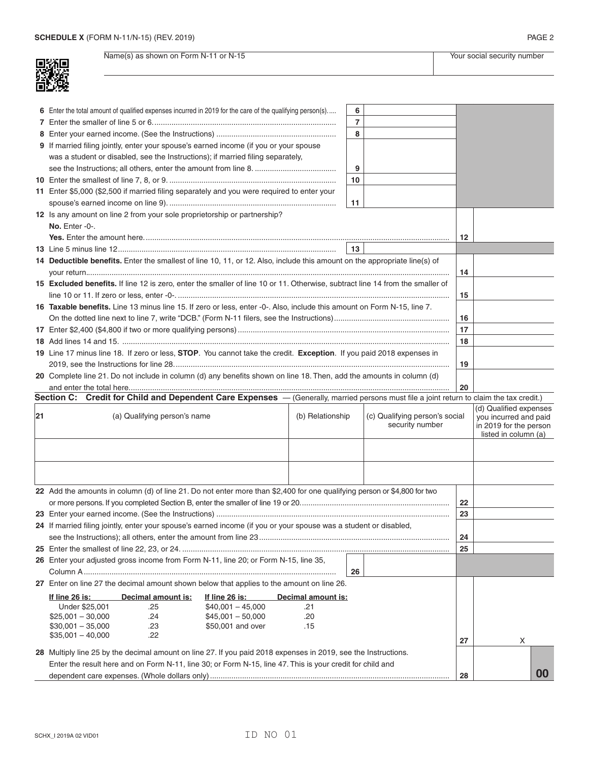SCHEDULE X (FORM N-11/N-15) (REV. 2019)

| Name(s) as shown on Form N-11 or N-15 | Your social security number |
|---|---|
| | |

6 Enter the total amount of qualified expenses incurred in 2019 for the care of the qualifying person(s)..... **6**

7 Enter the smaller of line 5 or 6..... **7**

8 Enter your earned income. (See the Instructions) ..... **8**

9 If married filing jointly, enter your spouse's earned income (if you or your spouse was a student or disabled, see the Instructions); if married filing separately, see the Instructions; all others, enter the amount from line 8. ..... **9**

10 Enter the smallest of line 7, 8, or 9. ..... **10**

11 Enter $5,000 ($2,500 if married filing separately and you were required to enter your spouse's earned income on line 9). ..... **11**

12 Is any amount on line 2 from your sole proprietorship or partnership?
**No.** Enter -0-.
**Yes.** Enter the amount here. ..... **12**

13 Line 5 minus line 12..... **13**

14 **Deductible benefits.** Enter the smallest of line 10, 11, or 12. Also, include this amount on the appropriate line(s) of your return..... **14**

15 **Excluded benefits.** If line 12 is zero, enter the smaller of line 10 or 11. Otherwise, subtract line 14 from the smaller of line 10 or 11. If zero or less, enter -0-. ..... **15**

16 **Taxable benefits.** Line 13 minus line 15. If zero or less, enter -0-. Also, include this amount on Form N-15, line 7. On the dotted line next to line 7, write "DCB." (Form N-11 filers, see the Instructions)..... **16**

17 Enter $2,400 ($4,800 if two or more qualifying persons) ..... **17**

18 Add lines 14 and 15. ..... **18**

19 Line 17 minus line 18. If zero or less, **STOP**. You cannot take the credit. **Exception**. If you paid 2018 expenses in 2019, see the Instructions for line 28..... **19**

20 Complete line 21. Do not include in column (d) any benefits shown on line 18. Then, add the amounts in column (d) and enter the total here..... **20**

## Section C: Credit for Child and Dependent Care Expenses — (Generally, married persons must file a joint return to claim the tax credit.)

| 21 | (a) Qualifying person's name | (b) Relationship | (c) Qualifying person's social security number | (d) Qualified expenses you incurred and paid in 2019 for the person listed in column (a) |
|---|---|---|---|---|
| | | | | |
| | | | | |

22 Add the amounts in column (d) of line 21. Do not enter more than $2,400 for one qualifying person or $4,800 for two or more persons. If you completed Section B, enter the smaller of line 19 or 20..... **22**

23 Enter your earned income. (See the Instructions) ..... **23**

24 If married filing jointly, enter your spouse's earned income (if you or your spouse was a student or disabled, see the Instructions); all others, enter the amount from line 23..... **24**

25 Enter the smallest of line 22, 23, or 24. ..... **25**

26 Enter your adjusted gross income from Form N-11, line 20; or Form N-15, line 35, Column A..... **26**

27 Enter on line 27 the decimal amount shown below that applies to the amount on line 26. **27** X

| If line 26 is: | Decimal amount is: | If line 26 is: | Decimal amount is: |
|---|---|---|---|
| Under $25,001 | .25 | $40,001 – 45,000 | .21 |
| $25,001 – 30,000 | .24 | $45,001 – 50,000 | .20 |
| $30,001 – 35,000 | .23 | $50,001 and over | .15 |
| $35,001 – 40,000 | .22 | | |

28 Multiply line 25 by the decimal amount on line 27. If you paid 2018 expenses in 2019, see the Instructions. Enter the result here and on Form N-11, line 30; or Form N-15, line 47. This is your credit for child and dependent care expenses. (Whole dollars only)..... **28** 00

SCHX_I 2019A 02 VID01 ID NO 01